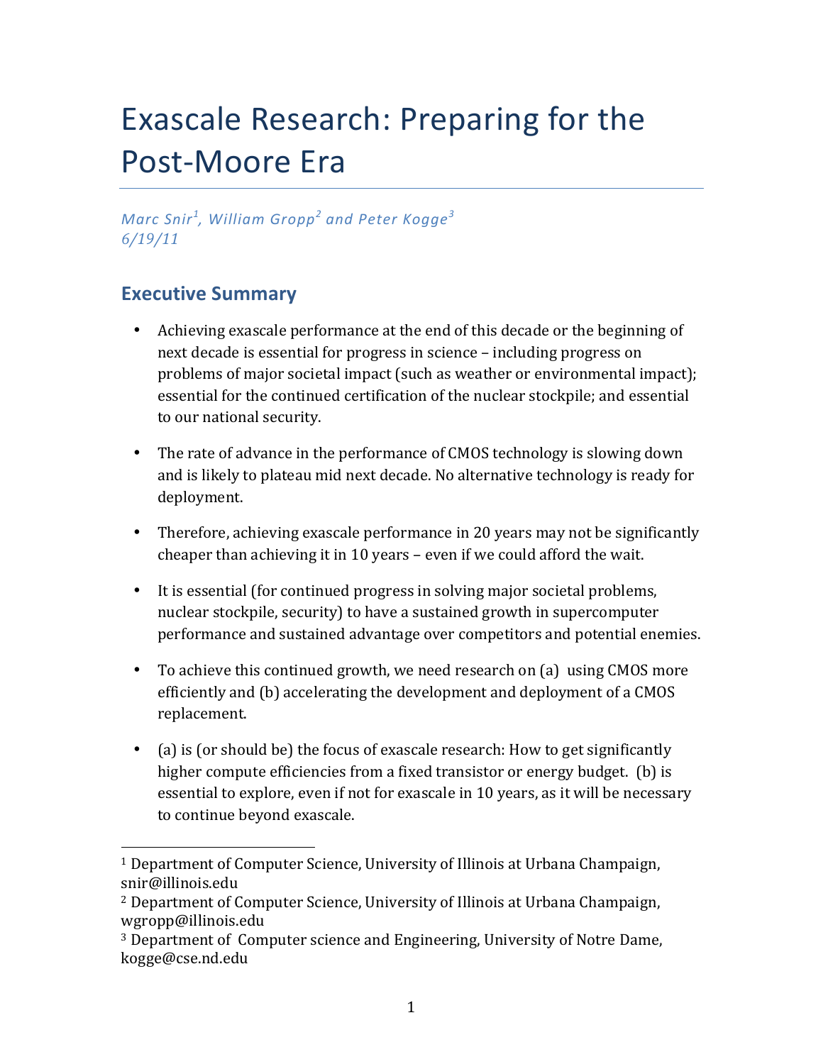# Exascale Research: Preparing for the Post-Moore Era

*Marc Snir[1], William Gropp[2] and Peter Kogge[3]*
*6/19/11*

## Executive Summary

- Achieving exascale performance at the end of this decade or the beginning of next decade is essential for progress in science – including progress on problems of major societal impact (such as weather or environmental impact); essential for the continued certification of the nuclear stockpile; and essential to our national security.

- The rate of advance in the performance of CMOS technology is slowing down and is likely to plateau mid next decade. No alternative technology is ready for deployment.

- Therefore, achieving exascale performance in 20 years may not be significantly cheaper than achieving it in 10 years – even if we could afford the wait.

- It is essential (for continued progress in solving major societal problems, nuclear stockpile, security) to have a sustained growth in supercomputer performance and sustained advantage over competitors and potential enemies.

- To achieve this continued growth, we need research on (a) using CMOS more efficiently and (b) accelerating the development and deployment of a CMOS replacement.

- (a) is (or should be) the focus of exascale research: How to get significantly higher compute efficiencies from a fixed transistor or energy budget. (b) is essential to explore, even if not for exascale in 10 years, as it will be necessary to continue beyond exascale.

---

[1] Department of Computer Science, University of Illinois at Urbana Champaign, snir@illinois.edu

[2] Department of Computer Science, University of Illinois at Urbana Champaign, wgropp@illinois.edu

[3] Department of Computer science and Engineering, University of Notre Dame, kogge@cse.nd.edu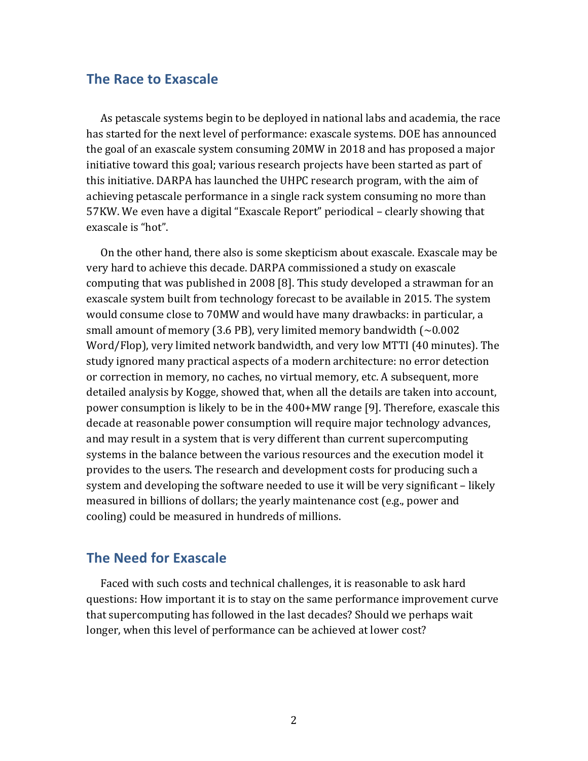## The Race to Exascale

As petascale systems begin to be deployed in national labs and academia, the race has started for the next level of performance: exascale systems. DOE has announced the goal of an exascale system consuming 20MW in 2018 and has proposed a major initiative toward this goal; various research projects have been started as part of this initiative. DARPA has launched the UHPC research program, with the aim of achieving petascale performance in a single rack system consuming no more than 57KW. We even have a digital "Exascale Report" periodical – clearly showing that exascale is "hot".

On the other hand, there also is some skepticism about exascale. Exascale may be very hard to achieve this decade. DARPA commissioned a study on exascale computing that was published in 2008 [8]. This study developed a strawman for an exascale system built from technology forecast to be available in 2015. The system would consume close to 70MW and would have many drawbacks: in particular, a small amount of memory (3.6 PB), very limited memory bandwidth (~0.002 Word/Flop), very limited network bandwidth, and very low MTTI (40 minutes). The study ignored many practical aspects of a modern architecture: no error detection or correction in memory, no caches, no virtual memory, etc. A subsequent, more detailed analysis by Kogge, showed that, when all the details are taken into account, power consumption is likely to be in the 400+MW range [9]. Therefore, exascale this decade at reasonable power consumption will require major technology advances, and may result in a system that is very different than current supercomputing systems in the balance between the various resources and the execution model it provides to the users. The research and development costs for producing such a system and developing the software needed to use it will be very significant – likely measured in billions of dollars; the yearly maintenance cost (e.g., power and cooling) could be measured in hundreds of millions.

## The Need for Exascale

Faced with such costs and technical challenges, it is reasonable to ask hard questions: How important it is to stay on the same performance improvement curve that supercomputing has followed in the last decades? Should we perhaps wait longer, when this level of performance can be achieved at lower cost?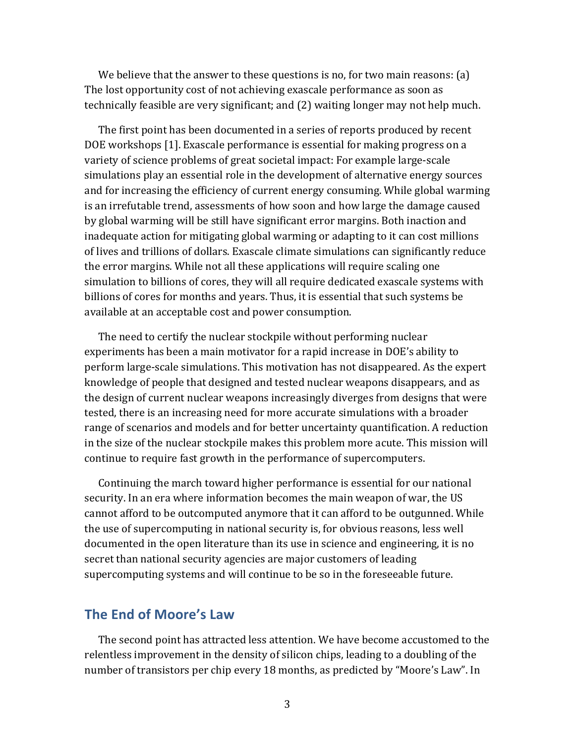We believe that the answer to these questions is no, for two main reasons: (a) The lost opportunity cost of not achieving exascale performance as soon as technically feasible are very significant; and (2) waiting longer may not help much.

The first point has been documented in a series of reports produced by recent DOE workshops [1]. Exascale performance is essential for making progress on a variety of science problems of great societal impact: For example large-scale simulations play an essential role in the development of alternative energy sources and for increasing the efficiency of current energy consuming. While global warming is an irrefutable trend, assessments of how soon and how large the damage caused by global warming will be still have significant error margins. Both inaction and inadequate action for mitigating global warming or adapting to it can cost millions of lives and trillions of dollars. Exascale climate simulations can significantly reduce the error margins. While not all these applications will require scaling one simulation to billions of cores, they will all require dedicated exascale systems with billions of cores for months and years. Thus, it is essential that such systems be available at an acceptable cost and power consumption.

The need to certify the nuclear stockpile without performing nuclear experiments has been a main motivator for a rapid increase in DOE's ability to perform large-scale simulations. This motivation has not disappeared. As the expert knowledge of people that designed and tested nuclear weapons disappears, and as the design of current nuclear weapons increasingly diverges from designs that were tested, there is an increasing need for more accurate simulations with a broader range of scenarios and models and for better uncertainty quantification. A reduction in the size of the nuclear stockpile makes this problem more acute. This mission will continue to require fast growth in the performance of supercomputers.

Continuing the march toward higher performance is essential for our national security. In an era where information becomes the main weapon of war, the US cannot afford to be outcomputed anymore that it can afford to be outgunned. While the use of supercomputing in national security is, for obvious reasons, less well documented in the open literature than its use in science and engineering, it is no secret than national security agencies are major customers of leading supercomputing systems and will continue to be so in the foreseeable future.

## The End of Moore's Law

The second point has attracted less attention. We have become accustomed to the relentless improvement in the density of silicon chips, leading to a doubling of the number of transistors per chip every 18 months, as predicted by "Moore's Law". In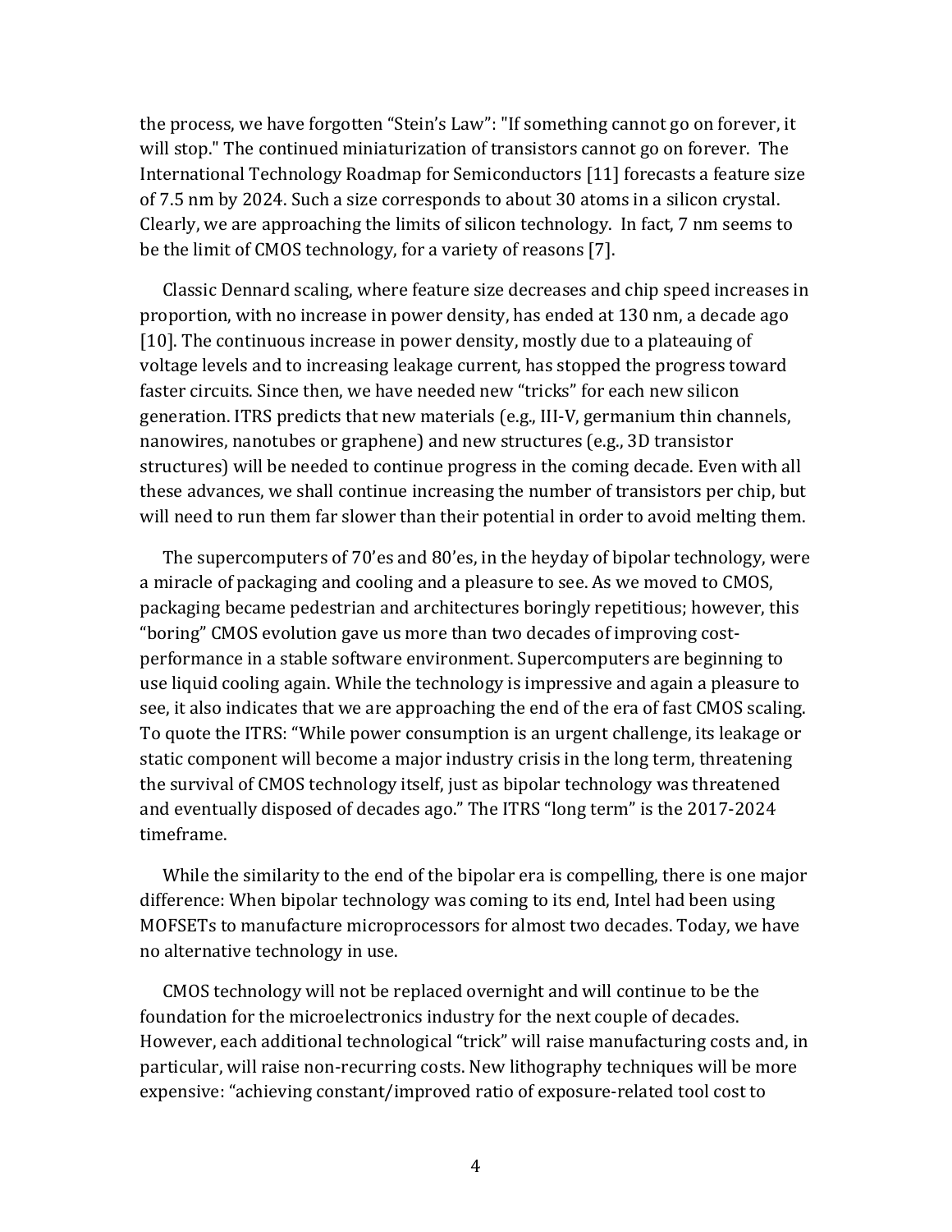the process, we have forgotten "Stein's Law": "If something cannot go on forever, it will stop." The continued miniaturization of transistors cannot go on forever. The International Technology Roadmap for Semiconductors [11] forecasts a feature size of 7.5 nm by 2024. Such a size corresponds to about 30 atoms in a silicon crystal. Clearly, we are approaching the limits of silicon technology. In fact, 7 nm seems to be the limit of CMOS technology, for a variety of reasons [7].

Classic Dennard scaling, where feature size decreases and chip speed increases in proportion, with no increase in power density, has ended at 130 nm, a decade ago [10]. The continuous increase in power density, mostly due to a plateauing of voltage levels and to increasing leakage current, has stopped the progress toward faster circuits. Since then, we have needed new "tricks" for each new silicon generation. ITRS predicts that new materials (e.g., III-V, germanium thin channels, nanowires, nanotubes or graphene) and new structures (e.g., 3D transistor structures) will be needed to continue progress in the coming decade. Even with all these advances, we shall continue increasing the number of transistors per chip, but will need to run them far slower than their potential in order to avoid melting them.

The supercomputers of 70'es and 80'es, in the heyday of bipolar technology, were a miracle of packaging and cooling and a pleasure to see. As we moved to CMOS, packaging became pedestrian and architectures boringly repetitious; however, this "boring" CMOS evolution gave us more than two decades of improving cost-performance in a stable software environment. Supercomputers are beginning to use liquid cooling again. While the technology is impressive and again a pleasure to see, it also indicates that we are approaching the end of the era of fast CMOS scaling. To quote the ITRS: "While power consumption is an urgent challenge, its leakage or static component will become a major industry crisis in the long term, threatening the survival of CMOS technology itself, just as bipolar technology was threatened and eventually disposed of decades ago." The ITRS "long term" is the 2017-2024 timeframe.

While the similarity to the end of the bipolar era is compelling, there is one major difference: When bipolar technology was coming to its end, Intel had been using MOFSETs to manufacture microprocessors for almost two decades. Today, we have no alternative technology in use.

CMOS technology will not be replaced overnight and will continue to be the foundation for the microelectronics industry for the next couple of decades. However, each additional technological "trick" will raise manufacturing costs and, in particular, will raise non-recurring costs. New lithography techniques will be more expensive: "achieving constant/improved ratio of exposure-related tool cost to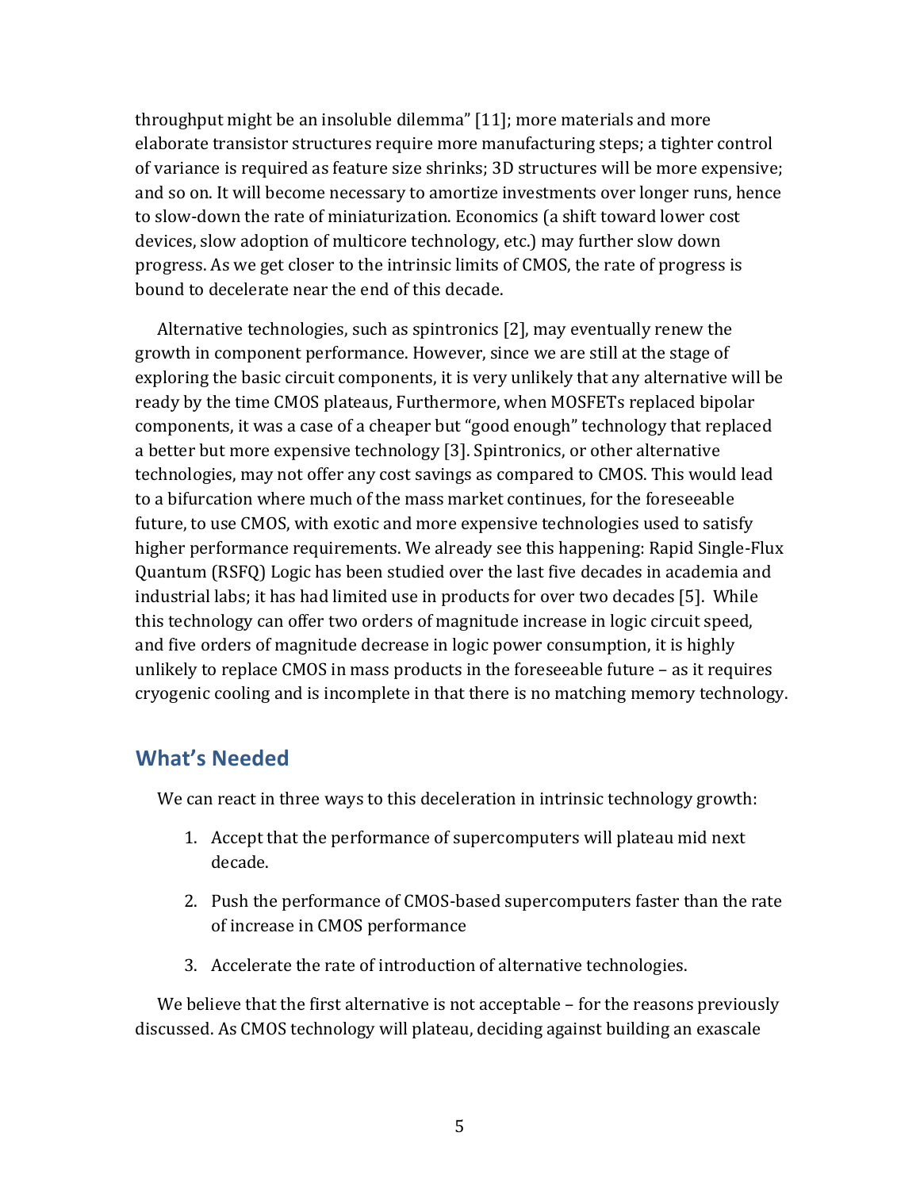throughput might be an insoluble dilemma" [11]; more materials and more elaborate transistor structures require more manufacturing steps; a tighter control of variance is required as feature size shrinks; 3D structures will be more expensive; and so on. It will become necessary to amortize investments over longer runs, hence to slow-down the rate of miniaturization. Economics (a shift toward lower cost devices, slow adoption of multicore technology, etc.) may further slow down progress. As we get closer to the intrinsic limits of CMOS, the rate of progress is bound to decelerate near the end of this decade.

Alternative technologies, such as spintronics [2], may eventually renew the growth in component performance. However, since we are still at the stage of exploring the basic circuit components, it is very unlikely that any alternative will be ready by the time CMOS plateaus, Furthermore, when MOSFETs replaced bipolar components, it was a case of a cheaper but "good enough" technology that replaced a better but more expensive technology [3]. Spintronics, or other alternative technologies, may not offer any cost savings as compared to CMOS. This would lead to a bifurcation where much of the mass market continues, for the foreseeable future, to use CMOS, with exotic and more expensive technologies used to satisfy higher performance requirements. We already see this happening: Rapid Single-Flux Quantum (RSFQ) Logic has been studied over the last five decades in academia and industrial labs; it has had limited use in products for over two decades [5]. While this technology can offer two orders of magnitude increase in logic circuit speed, and five orders of magnitude decrease in logic power consumption, it is highly unlikely to replace CMOS in mass products in the foreseeable future – as it requires cryogenic cooling and is incomplete in that there is no matching memory technology.

## What's Needed

We can react in three ways to this deceleration in intrinsic technology growth:

1. Accept that the performance of supercomputers will plateau mid next decade.
2. Push the performance of CMOS-based supercomputers faster than the rate of increase in CMOS performance
3. Accelerate the rate of introduction of alternative technologies.

We believe that the first alternative is not acceptable – for the reasons previously discussed. As CMOS technology will plateau, deciding against building an exascale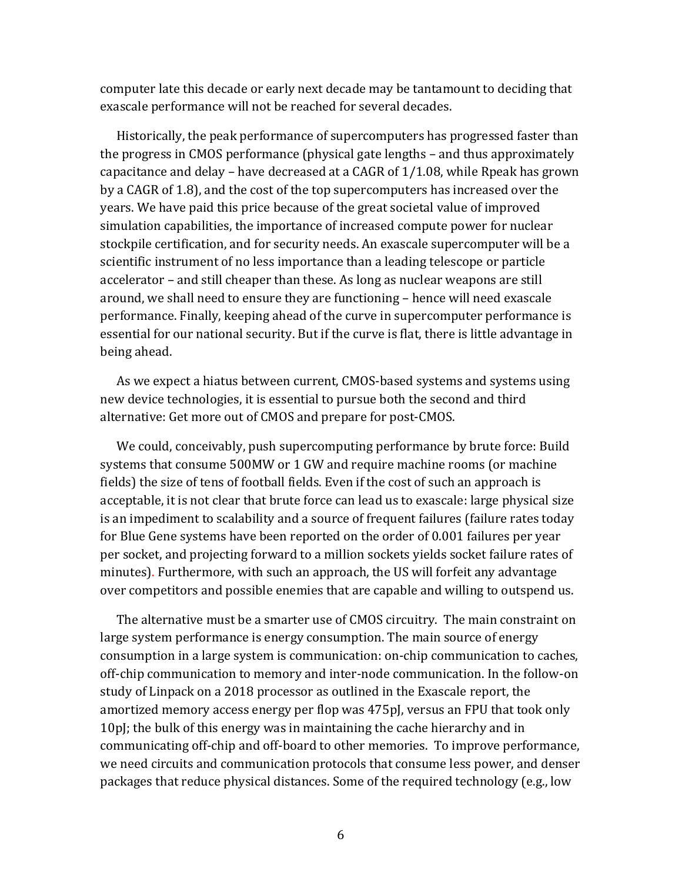computer late this decade or early next decade may be tantamount to deciding that exascale performance will not be reached for several decades.

Historically, the peak performance of supercomputers has progressed faster than the progress in CMOS performance (physical gate lengths – and thus approximately capacitance and delay – have decreased at a CAGR of 1/1.08, while Rpeak has grown by a CAGR of 1.8), and the cost of the top supercomputers has increased over the years. We have paid this price because of the great societal value of improved simulation capabilities, the importance of increased compute power for nuclear stockpile certification, and for security needs. An exascale supercomputer will be a scientific instrument of no less importance than a leading telescope or particle accelerator – and still cheaper than these. As long as nuclear weapons are still around, we shall need to ensure they are functioning – hence will need exascale performance. Finally, keeping ahead of the curve in supercomputer performance is essential for our national security. But if the curve is flat, there is little advantage in being ahead.

As we expect a hiatus between current, CMOS-based systems and systems using new device technologies, it is essential to pursue both the second and third alternative: Get more out of CMOS and prepare for post-CMOS.

We could, conceivably, push supercomputing performance by brute force: Build systems that consume 500MW or 1 GW and require machine rooms (or machine fields) the size of tens of football fields. Even if the cost of such an approach is acceptable, it is not clear that brute force can lead us to exascale: large physical size is an impediment to scalability and a source of frequent failures (failure rates today for Blue Gene systems have been reported on the order of 0.001 failures per year per socket, and projecting forward to a million sockets yields socket failure rates of minutes). Furthermore, with such an approach, the US will forfeit any advantage over competitors and possible enemies that are capable and willing to outspend us.

The alternative must be a smarter use of CMOS circuitry. The main constraint on large system performance is energy consumption. The main source of energy consumption in a large system is communication: on-chip communication to caches, off-chip communication to memory and inter-node communication. In the follow-on study of Linpack on a 2018 processor as outlined in the Exascale report, the amortized memory access energy per flop was 475pJ, versus an FPU that took only 10pJ; the bulk of this energy was in maintaining the cache hierarchy and in communicating off-chip and off-board to other memories. To improve performance, we need circuits and communication protocols that consume less power, and denser packages that reduce physical distances. Some of the required technology (e.g., low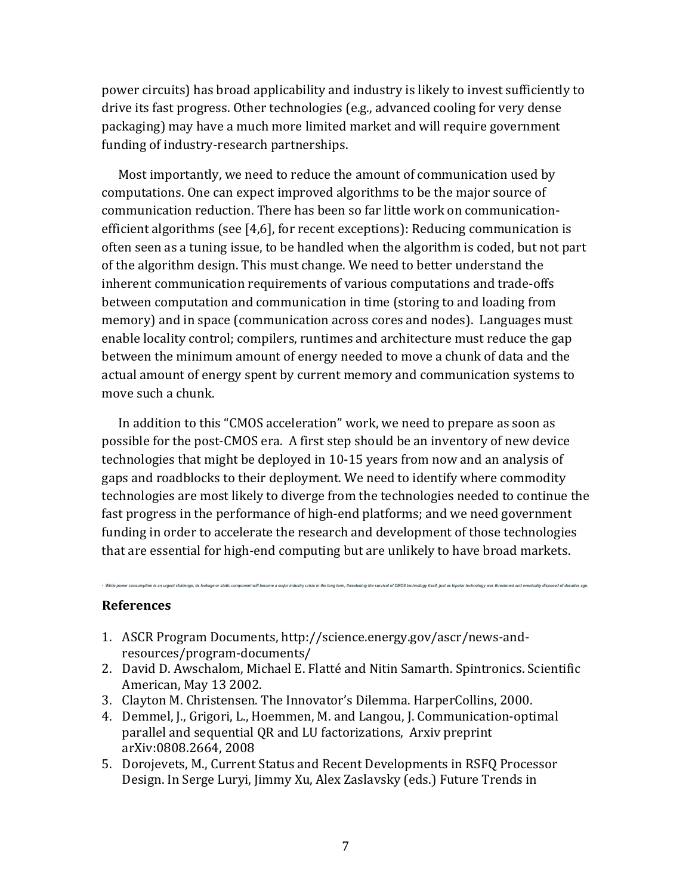power circuits) has broad applicability and industry is likely to invest sufficiently to drive its fast progress. Other technologies (e.g., advanced cooling for very dense packaging) may have a much more limited market and will require government funding of industry-research partnerships.

Most importantly, we need to reduce the amount of communication used by computations. One can expect improved algorithms to be the major source of communication reduction. There has been so far little work on communication-efficient algorithms (see [4,6], for recent exceptions): Reducing communication is often seen as a tuning issue, to be handled when the algorithm is coded, but not part of the algorithm design. This must change. We need to better understand the inherent communication requirements of various computations and trade-offs between computation and communication in time (storing to and loading from memory) and in space (communication across cores and nodes). Languages must enable locality control; compilers, runtimes and architecture must reduce the gap between the minimum amount of energy needed to move a chunk of data and the actual amount of energy spent by current memory and communication systems to move such a chunk.

In addition to this "CMOS acceleration" work, we need to prepare as soon as possible for the post-CMOS era. A first step should be an inventory of new device technologies that might be deployed in 10-15 years from now and an analysis of gaps and roadblocks to their deployment. We need to identify where commodity technologies are most likely to diverge from the technologies needed to continue the fast progress in the performance of high-end platforms; and we need government funding in order to accelerate the research and development of those technologies that are essential for high-end computing but are unlikely to have broad markets.

[i] While power consumption is an urgent challenge, its leakage or static component will become a major industry crisis in the long term, threatening the survival of CMOS technology itself, just as bipolar technology was threatened and eventually disposed of decades ago.

## References

1. ASCR Program Documents, http://science.energy.gov/ascr/news-and-resources/program-documents/
2. David D. Awschalom, Michael E. Flatté and Nitin Samarth. Spintronics. Scientific American, May 13 2002.
3. Clayton M. Christensen. The Innovator's Dilemma. HarperCollins, 2000.
4. Demmel, J., Grigori, L., Hoemmen, M. and Langou, J. Communication-optimal parallel and sequential QR and LU factorizations, Arxiv preprint arXiv:0808.2664, 2008
5. Dorojevets, M., Current Status and Recent Developments in RSFQ Processor Design. In Serge Luryi, Jimmy Xu, Alex Zaslavsky (eds.) Future Trends in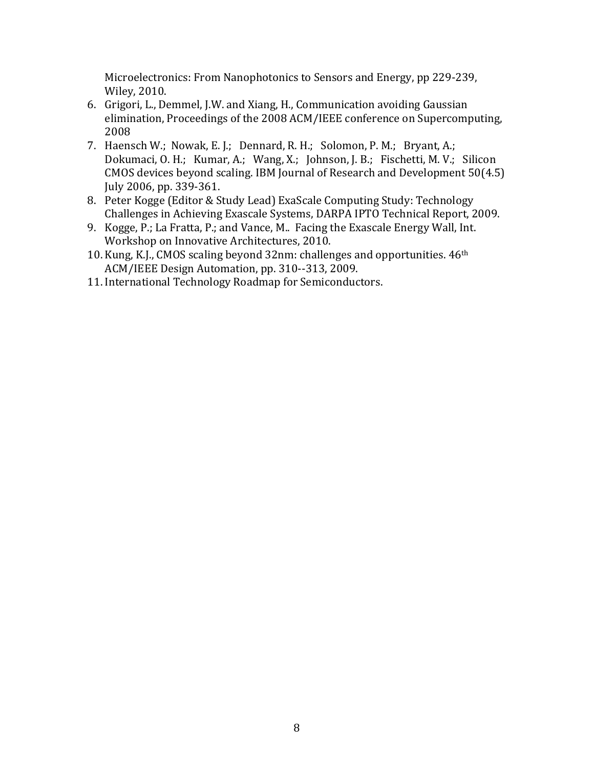Microelectronics: From Nanophotonics to Sensors and Energy, pp 229-239, Wiley, 2010.

6. Grigori, L., Demmel, J.W. and Xiang, H., Communication avoiding Gaussian elimination, Proceedings of the 2008 ACM/IEEE conference on Supercomputing, 2008
7. Haensch W.; Nowak, E. J.; Dennard, R. H.; Solomon, P. M.; Bryant, A.; Dokumaci, O. H.; Kumar, A.; Wang, X.; Johnson, J. B.; Fischetti, M. V.; Silicon CMOS devices beyond scaling. IBM Journal of Research and Development 50(4.5) July 2006, pp. 339-361.
8. Peter Kogge (Editor & Study Lead) ExaScale Computing Study: Technology Challenges in Achieving Exascale Systems, DARPA IPTO Technical Report, 2009.
9. Kogge, P.; La Fratta, P.; and Vance, M.. Facing the Exascale Energy Wall, Int. Workshop on Innovative Architectures, 2010.
10. Kung, K.J., CMOS scaling beyond 32nm: challenges and opportunities. 46th ACM/IEEE Design Automation, pp. 310--313, 2009.
11. International Technology Roadmap for Semiconductors.